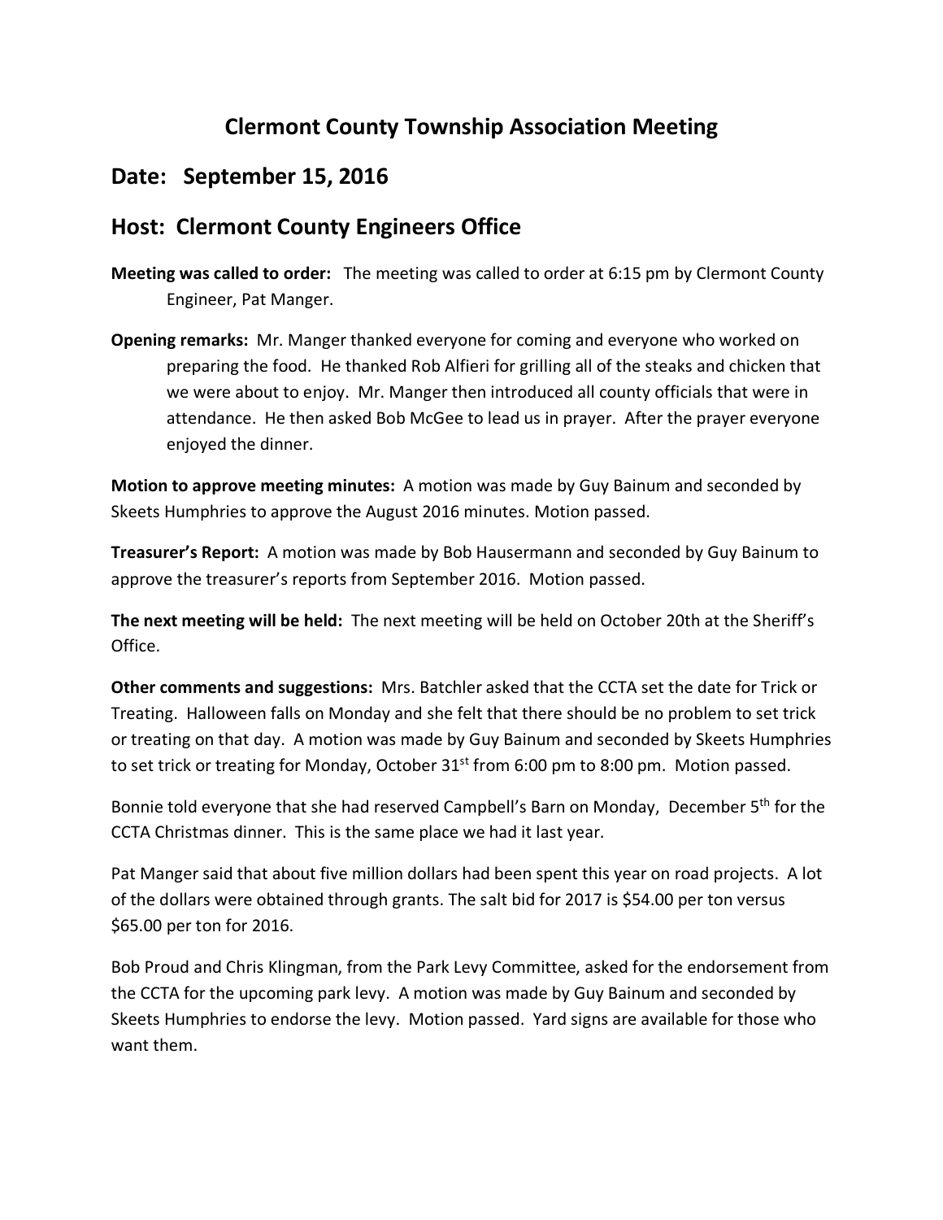# Clermont County Township Association Meeting

## Date: September 15, 2016

## Host: Clermont County Engineers Office

**Meeting was called to order:** The meeting was called to order at 6:15 pm by Clermont County Engineer, Pat Manger.

**Opening remarks:** Mr. Manger thanked everyone for coming and everyone who worked on preparing the food. He thanked Rob Alfieri for grilling all of the steaks and chicken that we were about to enjoy. Mr. Manger then introduced all county officials that were in attendance. He then asked Bob McGee to lead us in prayer. After the prayer everyone enjoyed the dinner.

**Motion to approve meeting minutes:** A motion was made by Guy Bainum and seconded by Skeets Humphries to approve the August 2016 minutes. Motion passed.

**Treasurer's Report:** A motion was made by Bob Hausermann and seconded by Guy Bainum to approve the treasurer's reports from September 2016. Motion passed.

**The next meeting will be held:** The next meeting will be held on October 20th at the Sheriff's Office.

**Other comments and suggestions:** Mrs. Batchler asked that the CCTA set the date for Trick or Treating. Halloween falls on Monday and she felt that there should be no problem to set trick or treating on that day. A motion was made by Guy Bainum and seconded by Skeets Humphries to set trick or treating for Monday, October 31st from 6:00 pm to 8:00 pm. Motion passed.

Bonnie told everyone that she had reserved Campbell's Barn on Monday, December 5th for the CCTA Christmas dinner. This is the same place we had it last year.

Pat Manger said that about five million dollars had been spent this year on road projects. A lot of the dollars were obtained through grants. The salt bid for 2017 is $54.00 per ton versus $65.00 per ton for 2016.

Bob Proud and Chris Klingman, from the Park Levy Committee, asked for the endorsement from the CCTA for the upcoming park levy. A motion was made by Guy Bainum and seconded by Skeets Humphries to endorse the levy. Motion passed. Yard signs are available for those who want them.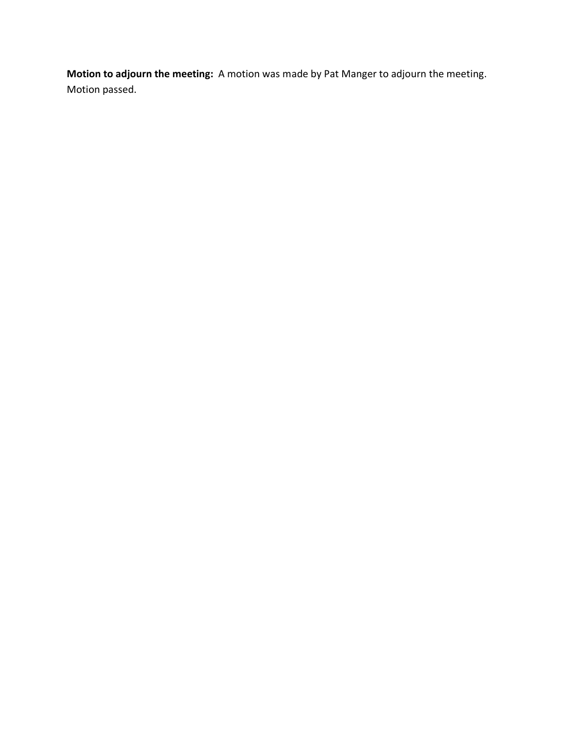**Motion to adjourn the meeting:** A motion was made by Pat Manger to adjourn the meeting. Motion passed.